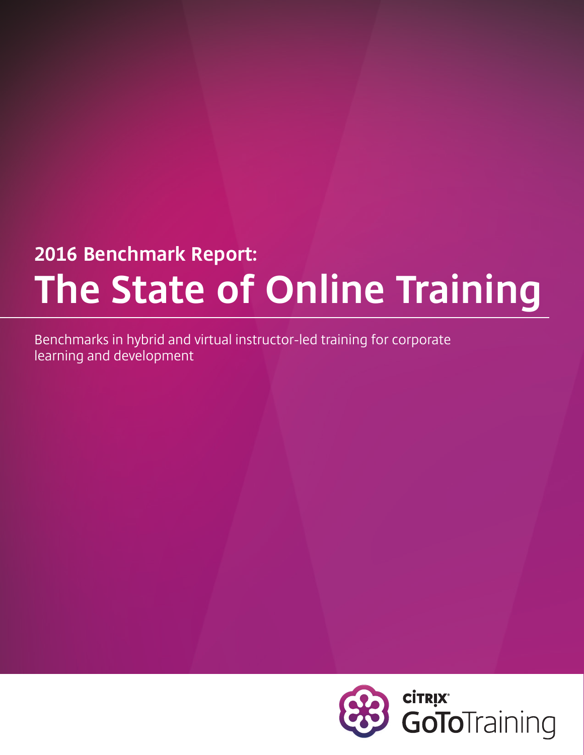## 2016 Benchmark Report:

# The State of Online Training

Benchmarks in hybrid and virtual instructor-led training for corporate learning and development

Citrix GoToTraining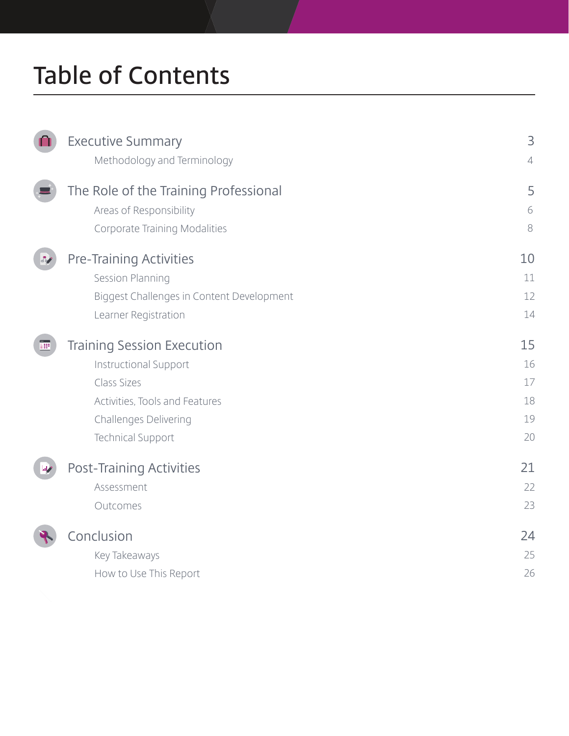# Table of Contents

| | |
|---|---|
| **Executive Summary** | **3** |
| Methodology and Terminology | 4 |
| **The Role of the Training Professional** | **5** |
| Areas of Responsibility | 6 |
| Corporate Training Modalities | 8 |
| **Pre-Training Activities** | **10** |
| Session Planning | 11 |
| Biggest Challenges in Content Development | 12 |
| Learner Registration | 14 |
| **Training Session Execution** | **15** |
| Instructional Support | 16 |
| Class Sizes | 17 |
| Activities, Tools and Features | 18 |
| Challenges Delivering | 19 |
| Technical Support | 20 |
| **Post-Training Activities** | **21** |
| Assessment | 22 |
| Outcomes | 23 |
| **Conclusion** | **24** |
| Key Takeaways | 25 |
| How to Use This Report | 26 |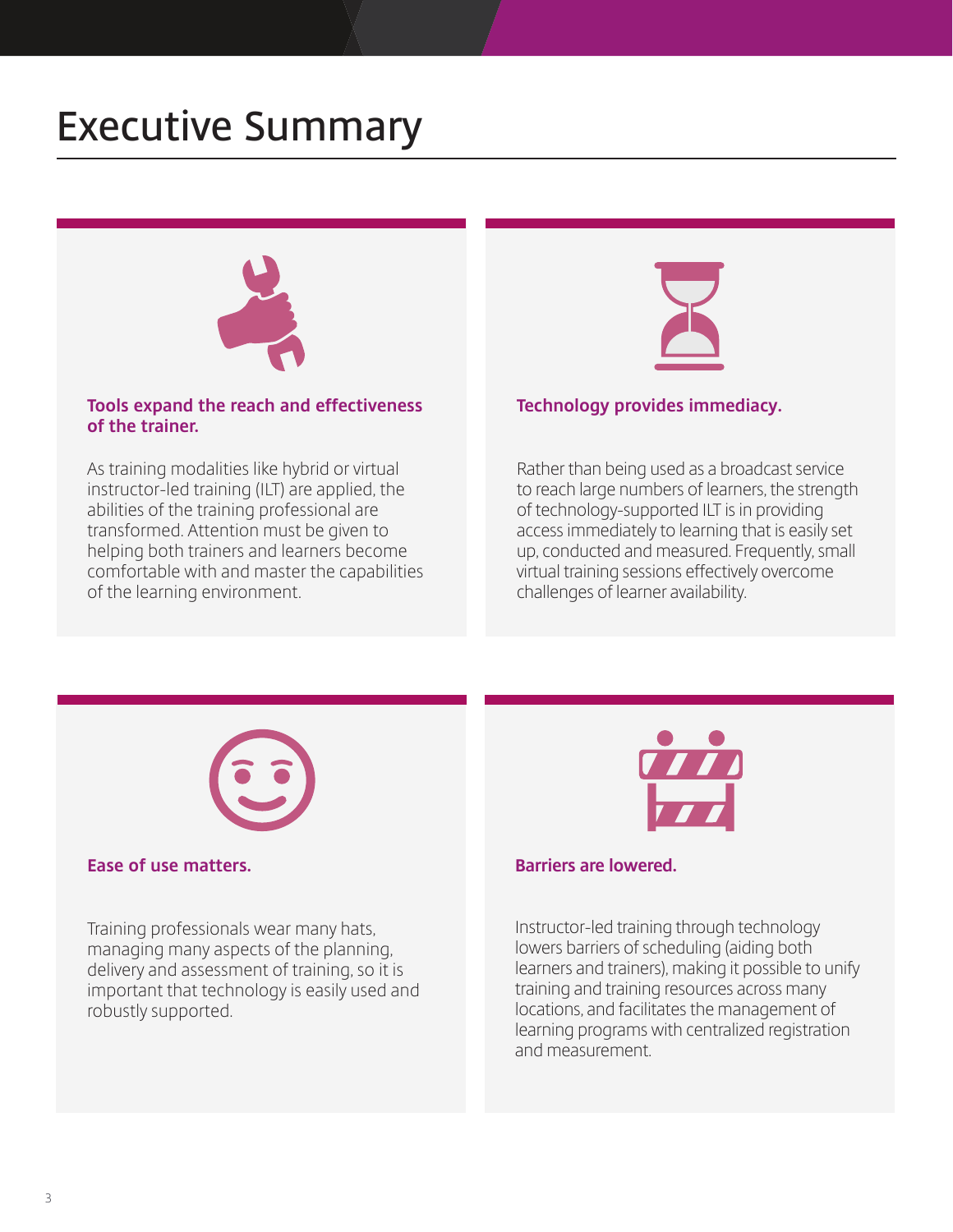# Executive Summary

### Tools expand the reach and effectiveness of the trainer.

As training modalities like hybrid or virtual instructor-led training (ILT) are applied, the abilities of the training professional are transformed. Attention must be given to helping both trainers and learners become comfortable with and master the capabilities of the learning environment.

### Technology provides immediacy.

Rather than being used as a broadcast service to reach large numbers of learners, the strength of technology-supported ILT is in providing access immediately to learning that is easily set up, conducted and measured. Frequently, small virtual training sessions effectively overcome challenges of learner availability.

### Ease of use matters.

Training professionals wear many hats, managing many aspects of the planning, delivery and assessment of training, so it is important that technology is easily used and robustly supported.

### Barriers are lowered.

Instructor-led training through technology lowers barriers of scheduling (aiding both learners and trainers), making it possible to unify training and training resources across many locations, and facilitates the management of learning programs with centralized registration and measurement.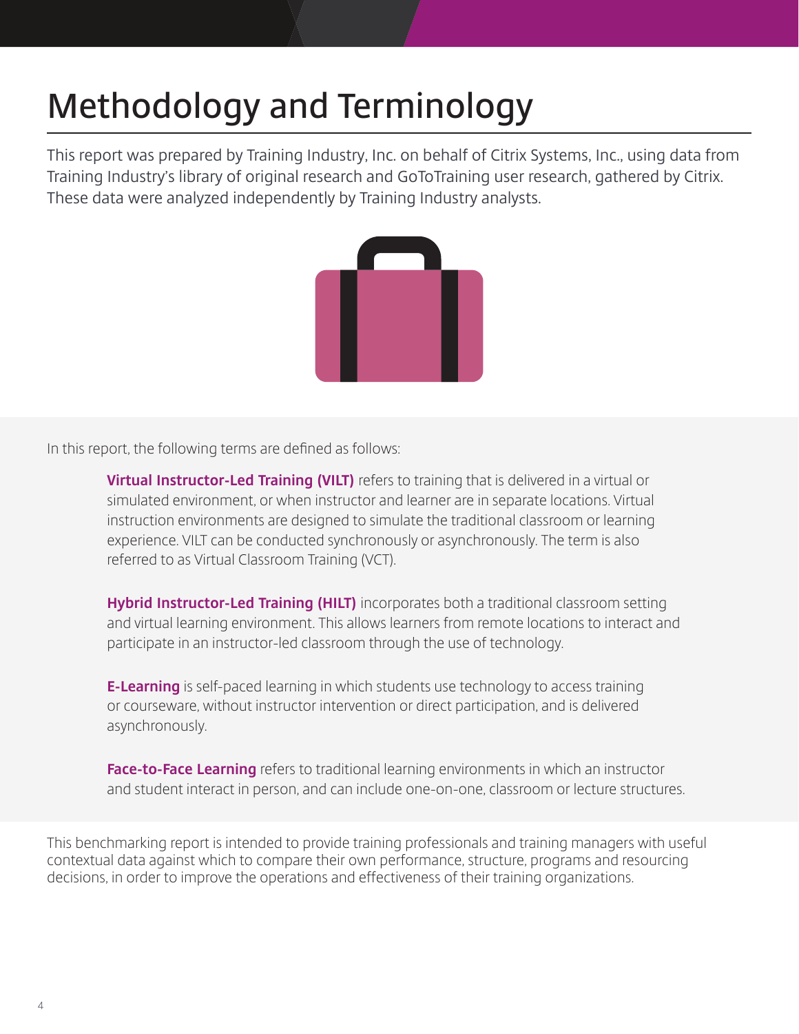# Methodology and Terminology

This report was prepared by Training Industry, Inc. on behalf of Citrix Systems, Inc., using data from Training Industry's library of original research and GoToTraining user research, gathered by Citrix. These data were analyzed independently by Training Industry analysts.

In this report, the following terms are defined as follows:

**Virtual Instructor-Led Training (VILT)** refers to training that is delivered in a virtual or simulated environment, or when instructor and learner are in separate locations. Virtual instruction environments are designed to simulate the traditional classroom or learning experience. VILT can be conducted synchronously or asynchronously. The term is also referred to as Virtual Classroom Training (VCT).

**Hybrid Instructor-Led Training (HILT)** incorporates both a traditional classroom setting and virtual learning environment. This allows learners from remote locations to interact and participate in an instructor-led classroom through the use of technology.

**E-Learning** is self-paced learning in which students use technology to access training or courseware, without instructor intervention or direct participation, and is delivered asynchronously.

**Face-to-Face Learning** refers to traditional learning environments in which an instructor and student interact in person, and can include one-on-one, classroom or lecture structures.

This benchmarking report is intended to provide training professionals and training managers with useful contextual data against which to compare their own performance, structure, programs and resourcing decisions, in order to improve the operations and effectiveness of their training organizations.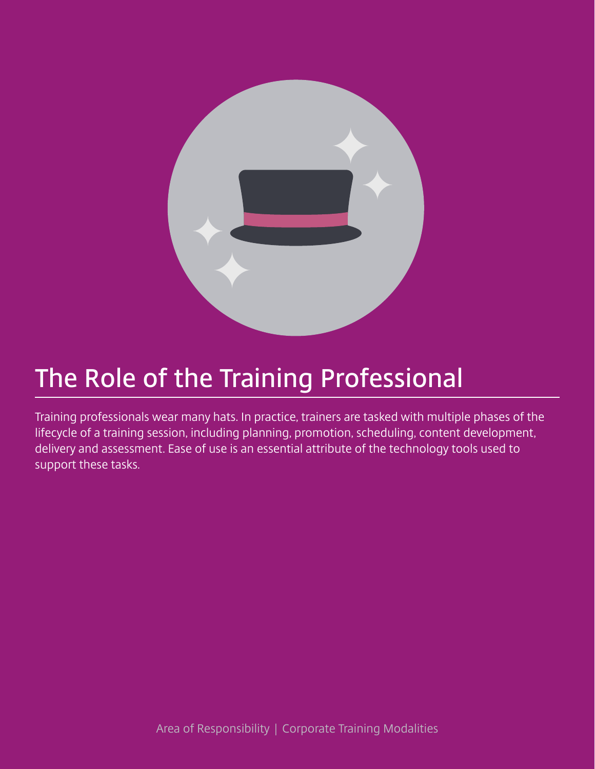# The Role of the Training Professional

Training professionals wear many hats. In practice, trainers are tasked with multiple phases of the lifecycle of a training session, including planning, promotion, scheduling, content development, delivery and assessment. Ease of use is an essential attribute of the technology tools used to support these tasks.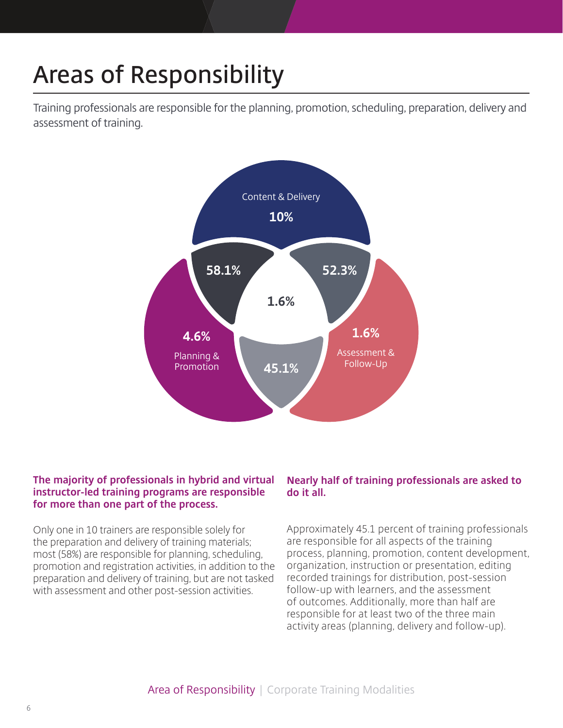# Areas of Responsibility

Training professionals are responsible for the planning, promotion, scheduling, preparation, delivery and assessment of training.

Content & Delivery
**10%**

**58.1%**

**52.3%**

**1.6%**

**4.6%**
Planning & Promotion

**1.6%**
Assessment & Follow-Up

**45.1%**

**The majority of professionals in hybrid and virtual instructor-led training programs are responsible for more than one part of the process.**

Only one in 10 trainers are responsible solely for the preparation and delivery of training materials; most (58%) are responsible for planning, scheduling, promotion and registration activities, in addition to the preparation and delivery of training, but are not tasked with assessment and other post-session activities.

**Nearly half of training professionals are asked to do it all.**

Approximately 45.1 percent of training professionals are responsible for all aspects of the training process, planning, promotion, content development, organization, instruction or presentation, editing recorded trainings for distribution, post-session follow-up with learners, and the assessment of outcomes. Additionally, more than half are responsible for at least two of the three main activity areas (planning, delivery and follow-up).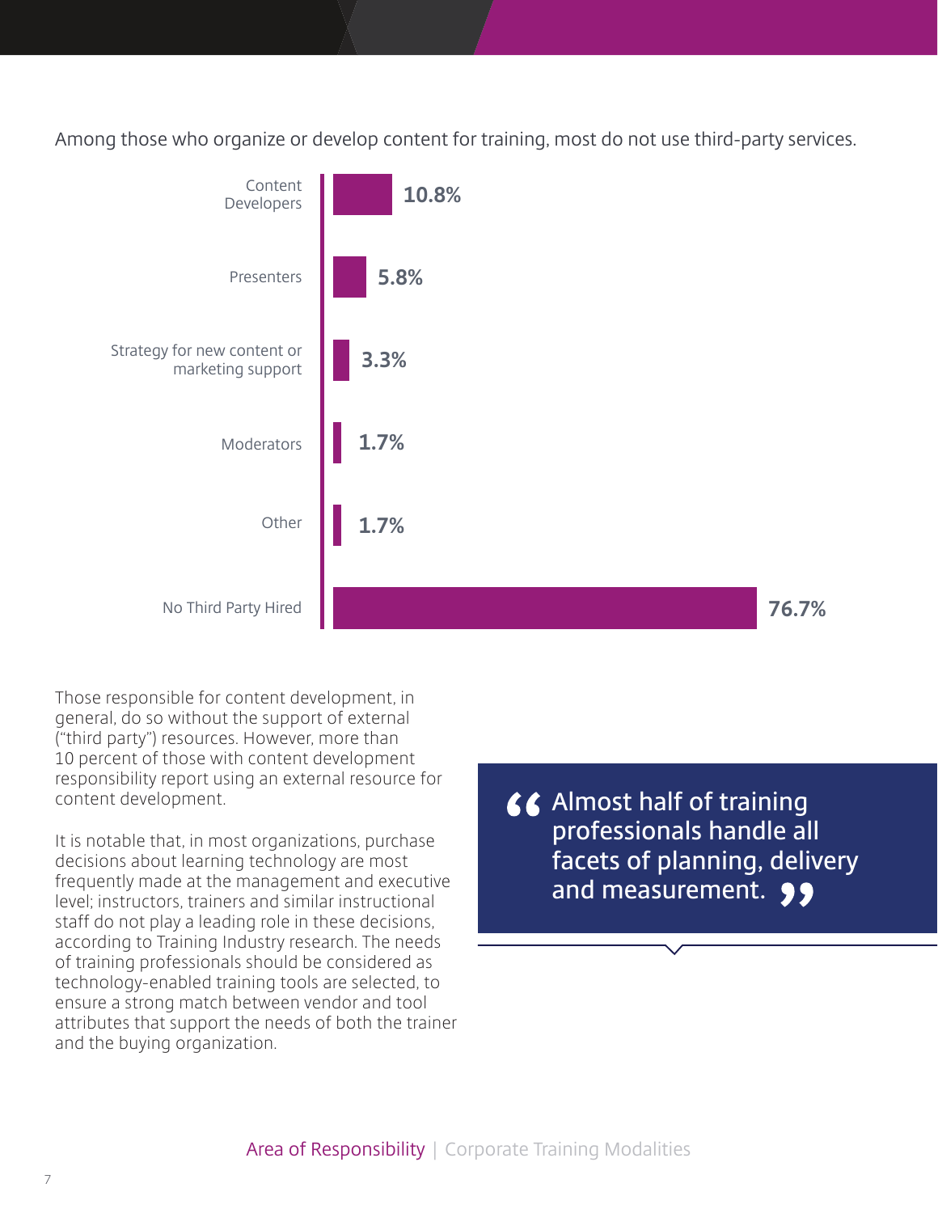Among those who organize or develop content for training, most do not use third-party services.

| Third-party service | Percentage |
| --- | --- |
| Content Developers | 10.8% |
| Presenters | 5.8% |
| Strategy for new content or marketing support | 3.3% |
| Moderators | 1.7% |
| Other | 1.7% |
| No Third Party Hired | 76.7% |

Those responsible for content development, in general, do so without the support of external ("third party") resources. However, more than 10 percent of those with content development responsibility report using an external resource for content development.

It is notable that, in most organizations, purchase decisions about learning technology are most frequently made at the management and executive level; instructors, trainers and similar instructional staff do not play a leading role in these decisions, according to Training Industry research. The needs of training professionals should be considered as technology-enabled training tools are selected, to ensure a strong match between vendor and tool attributes that support the needs of both the trainer and the buying organization.

> "Almost half of training professionals handle all facets of planning, delivery and measurement."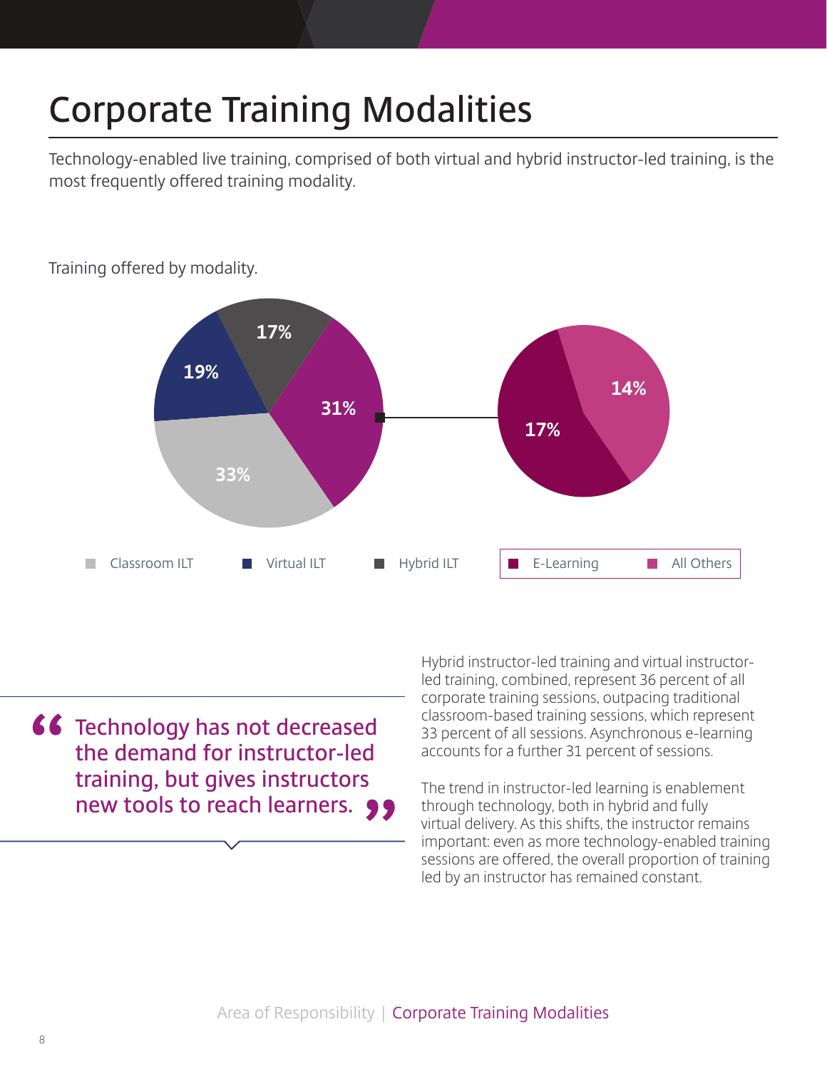# Corporate Training Modalities

Technology-enabled live training, comprised of both virtual and hybrid instructor-led training, is the most frequently offered training modality.

Training offered by modality.

| Modality | Percent |
|---|---|
| Classroom ILT | 33% |
| Virtual ILT | 19% |
| Hybrid ILT | 17% |
| E-Learning | 17% |
| All Others | 14% |

> Technology has not decreased the demand for instructor-led training, but gives instructors new tools to reach learners.

Hybrid instructor-led training and virtual instructor-led training, combined, represent 36 percent of all corporate training sessions, outpacing traditional classroom-based training sessions, which represent 33 percent of all sessions. Asynchronous e-learning accounts for a further 31 percent of sessions.

The trend in instructor-led learning is enablement through technology, both in hybrid and fully virtual delivery. As this shifts, the instructor remains important: even as more technology-enabled training sessions are offered, the overall proportion of training led by an instructor has remained constant.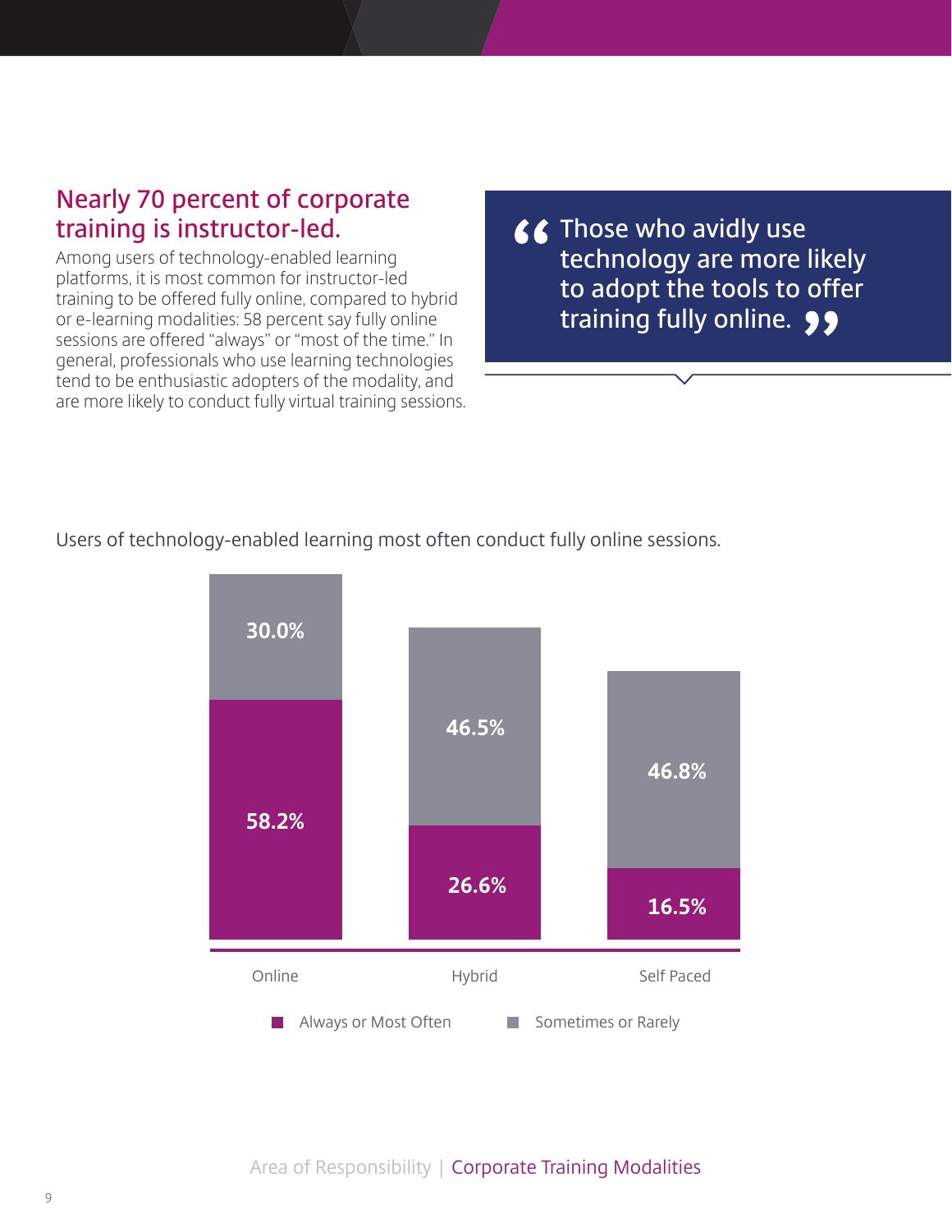## Nearly 70 percent of corporate training is instructor-led.

Among users of technology-enabled learning platforms, it is most common for instructor-led training to be offered fully online, compared to hybrid or e-learning modalities: 58 percent say fully online sessions are offered "always" or "most of the time." In general, professionals who use learning technologies tend to be enthusiastic adopters of the modality, and are more likely to conduct fully virtual training sessions.

> "Those who avidly use technology are more likely to adopt the tools to offer training fully online."

Users of technology-enabled learning most often conduct fully online sessions.

| | Online | Hybrid | Self Paced |
|---|---|---|---|
| Always or Most Often | 58.2% | 26.6% | 16.5% |
| Sometimes or Rarely | 30.0% | 46.5% | 46.8% |

Area of Responsibility | Corporate Training Modalities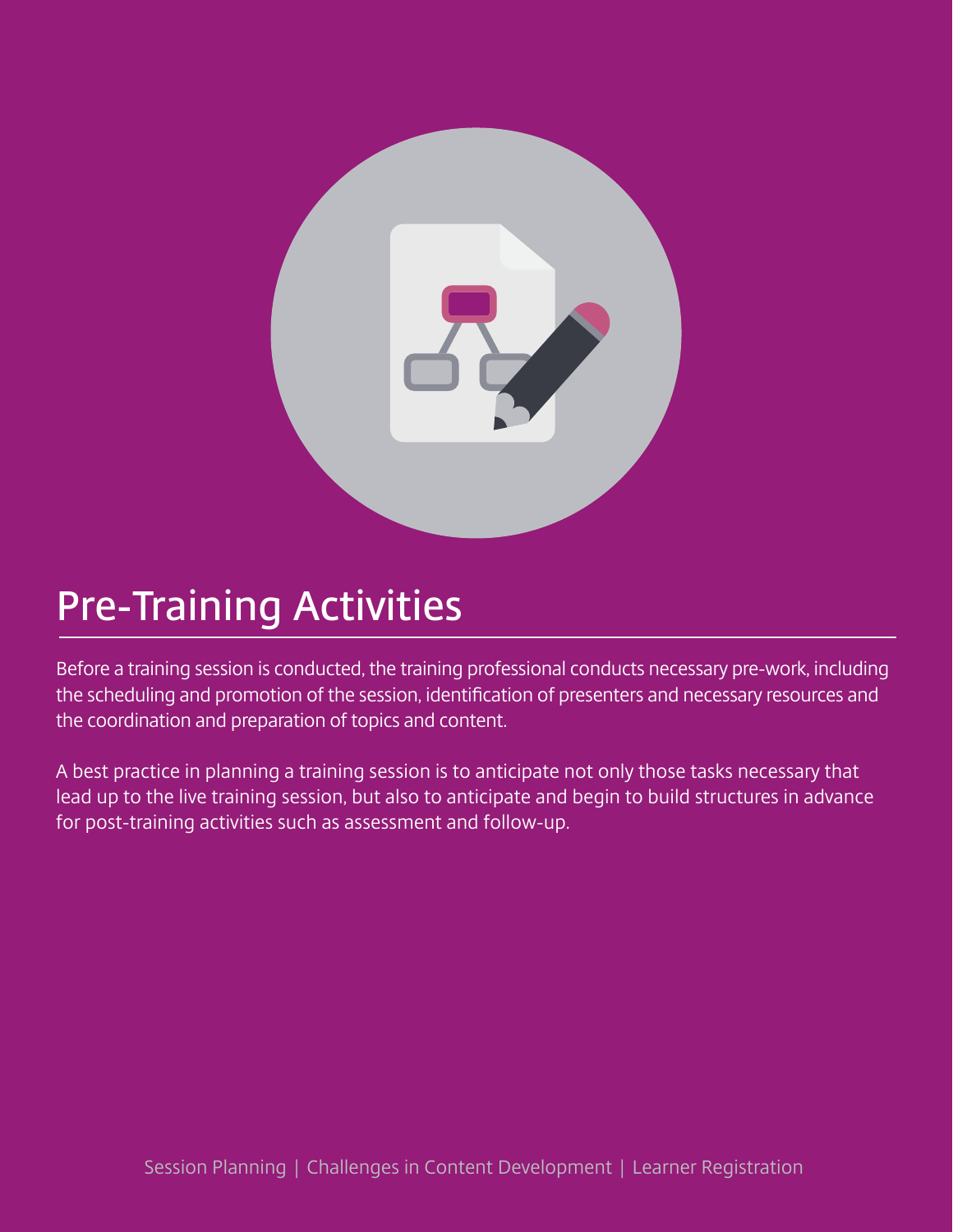# Pre-Training Activities

Before a training session is conducted, the training professional conducts necessary pre-work, including the scheduling and promotion of the session, identification of presenters and necessary resources and the coordination and preparation of topics and content.

A best practice in planning a training session is to anticipate not only those tasks necessary that lead up to the live training session, but also to anticipate and begin to build structures in advance for post-training activities such as assessment and follow-up.

Session Planning | Challenges in Content Development | Learner Registration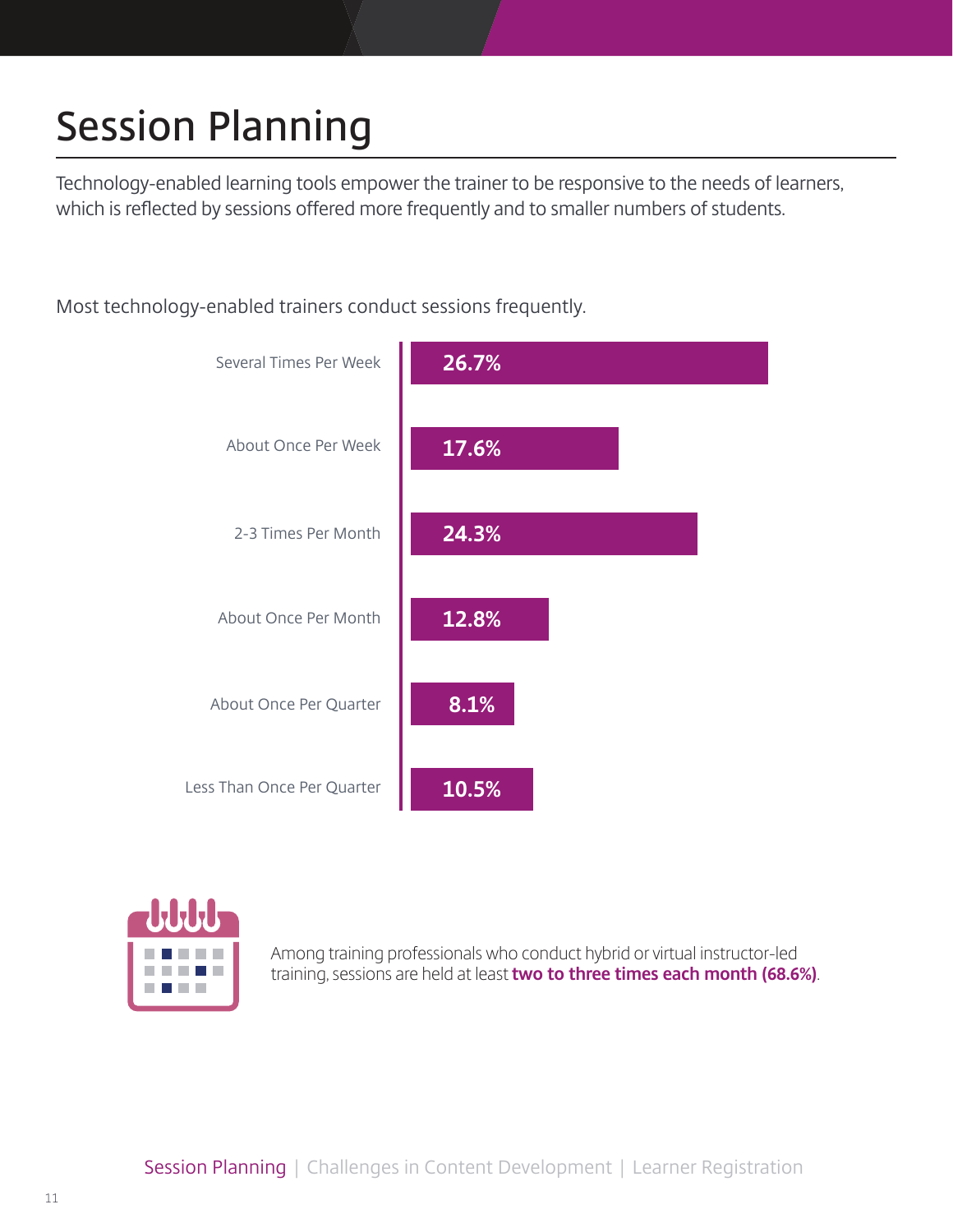# Session Planning

Technology-enabled learning tools empower the trainer to be responsive to the needs of learners, which is reflected by sessions offered more frequently and to smaller numbers of students.

Most technology-enabled trainers conduct sessions frequently.

| Frequency | Percentage |
|---|---|
| Several Times Per Week | 26.7% |
| About Once Per Week | 17.6% |
| 2-3 Times Per Month | 24.3% |
| About Once Per Month | 12.8% |
| About Once Per Quarter | 8.1% |
| Less Than Once Per Quarter | 10.5% |

Among training professionals who conduct hybrid or virtual instructor-led training, sessions are held at least **two to three times each month (68.6%)**.

Session Planning | Challenges in Content Development | Learner Registration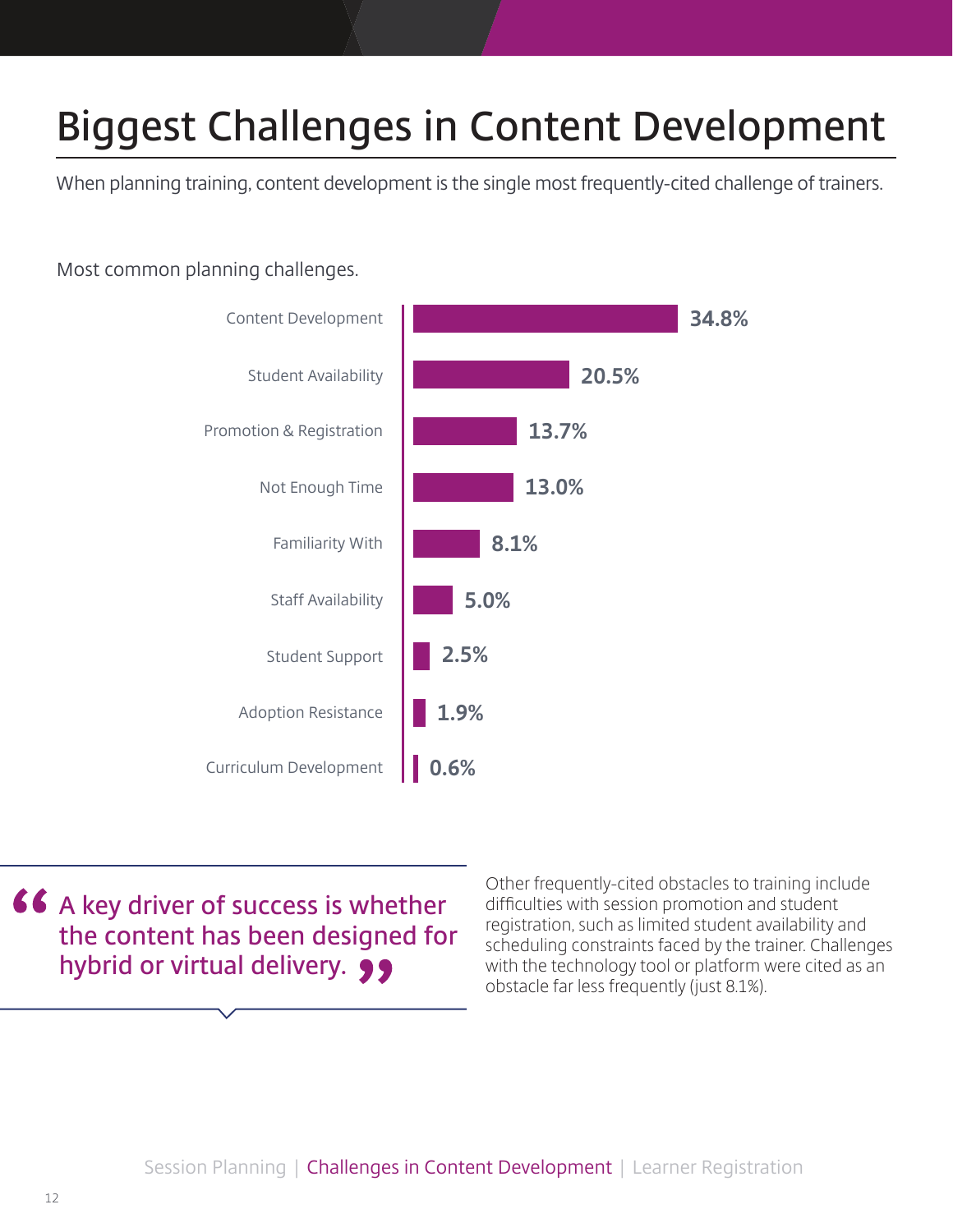# Biggest Challenges in Content Development

When planning training, content development is the single most frequently-cited challenge of trainers.

Most common planning challenges.

| Challenge | Percentage |
| --- | --- |
| Content Development | 34.8% |
| Student Availability | 20.5% |
| Promotion & Registration | 13.7% |
| Not Enough Time | 13.0% |
| Familiarity With | 8.1% |
| Staff Availability | 5.0% |
| Student Support | 2.5% |
| Adoption Resistance | 1.9% |
| Curriculum Development | 0.6% |

> "A key driver of success is whether the content has been designed for hybrid or virtual delivery."

Other frequently-cited obstacles to training include difficulties with session promotion and student registration, such as limited student availability and scheduling constraints faced by the trainer. Challenges with the technology tool or platform were cited as an obstacle far less frequently (just 8.1%).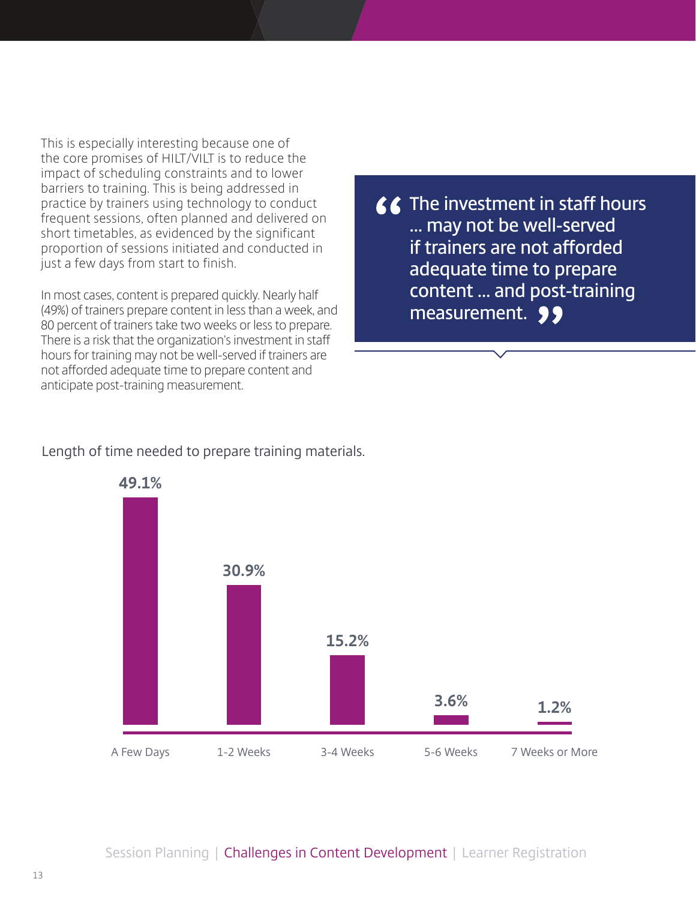This is especially interesting because one of the core promises of HILT/VILT is to reduce the impact of scheduling constraints and to lower barriers to training. This is being addressed in practice by trainers using technology to conduct frequent sessions, often planned and delivered on short timetables, as evidenced by the significant proportion of sessions initiated and conducted in just a few days from start to finish.

In most cases, content is prepared quickly. Nearly half (49%) of trainers prepare content in less than a week, and 80 percent of trainers take two weeks or less to prepare. There is a risk that the organization's investment in staff hours for training may not be well-served if trainers are not afforded adequate time to prepare content and anticipate post-training measurement.

> "The investment in staff hours ... may not be well-served if trainers are not afforded adequate time to prepare content ... and post-training measurement."

Length of time needed to prepare training materials.

| A Few Days | 1-2 Weeks | 3-4 Weeks | 5-6 Weeks | 7 Weeks or More |
|---|---|---|---|---|
| 49.1% | 30.9% | 15.2% | 3.6% | 1.2% |

Session Planning | Challenges in Content Development | Learner Registration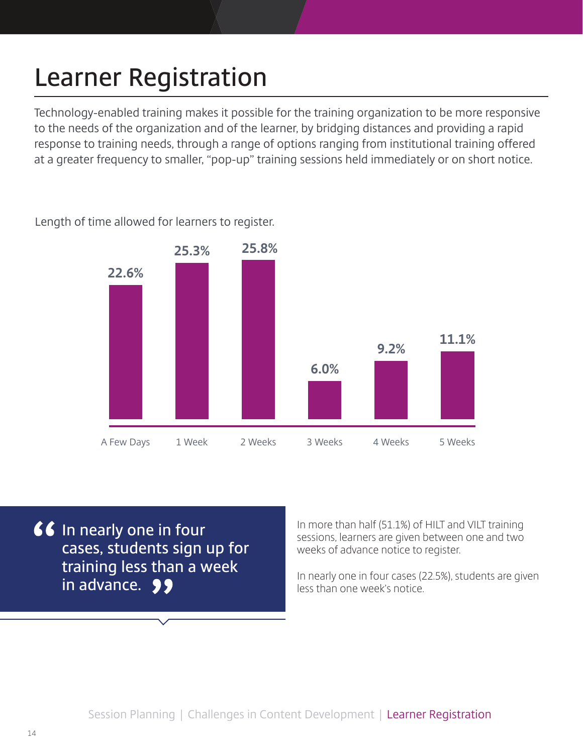# Learner Registration

Technology-enabled training makes it possible for the training organization to be more responsive to the needs of the organization and of the learner, by bridging distances and providing a rapid response to training needs, through a range of options ranging from institutional training offered at a greater frequency to smaller, "pop-up" training sessions held immediately or on short notice.

Length of time allowed for learners to register.

| A Few Days | 1 Week | 2 Weeks | 3 Weeks | 4 Weeks | 5 Weeks |
|---|---|---|---|---|---|
| 22.6% | 25.3% | 25.8% | 6.0% | 9.2% | 11.1% |

> "In nearly one in four cases, students sign up for training less than a week in advance."

In more than half (51.1%) of HILT and VILT training sessions, learners are given between one and two weeks of advance notice to register.

In nearly one in four cases (22.5%), students are given less than one week's notice.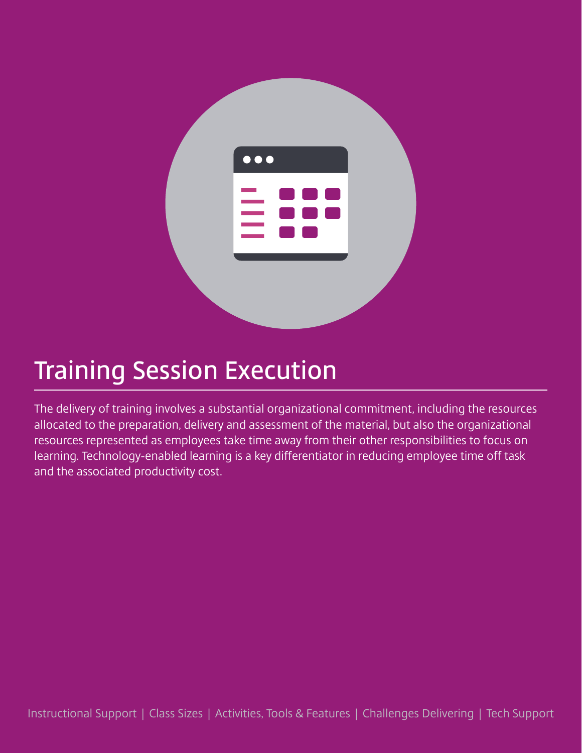# Training Session Execution

The delivery of training involves a substantial organizational commitment, including the resources allocated to the preparation, delivery and assessment of the material, but also the organizational resources represented as employees take time away from their other responsibilities to focus on learning. Technology-enabled learning is a key differentiator in reducing employee time off task and the associated productivity cost.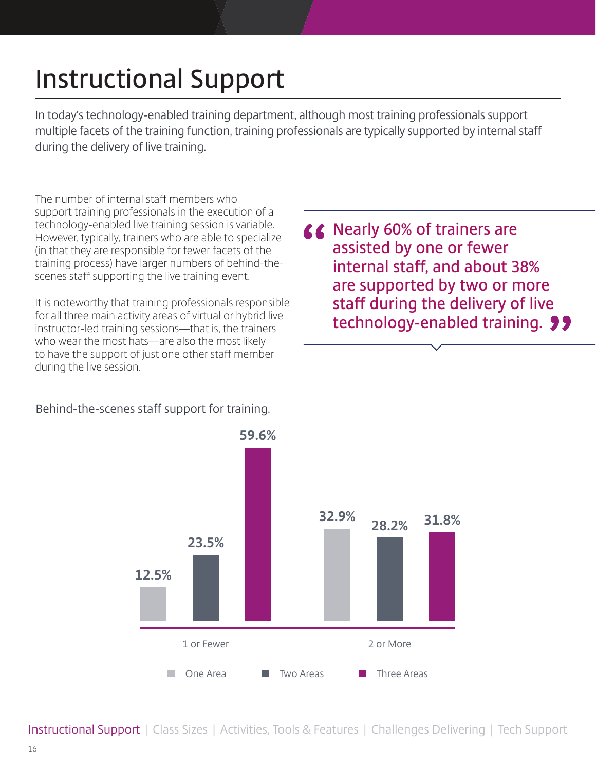# Instructional Support

In today's technology-enabled training department, although most training professionals support multiple facets of the training function, training professionals are typically supported by internal staff during the delivery of live training.

The number of internal staff members who support training professionals in the execution of a technology-enabled live training session is variable. However, typically, trainers who are able to specialize (in that they are responsible for fewer facets of the training process) have larger numbers of behind-the-scenes staff supporting the live training event.

It is noteworthy that training professionals responsible for all three main activity areas of virtual or hybrid live instructor-led training sessions—that is, the trainers who wear the most hats—are also the most likely to have the support of just one other staff member during the live session.

> "Nearly 60% of trainers are assisted by one or fewer internal staff, and about 38% are supported by two or more staff during the delivery of live technology-enabled training."

Behind-the-scenes staff support for training.

| | One Area | Two Areas | Three Areas |
| --- | --- | --- | --- |
| 1 or Fewer | 12.5% | 23.5% | 59.6% |
| 2 or More | 32.9% | 28.2% | 31.8% |

Instructional Support | Class Sizes | Activities, Tools & Features | Challenges Delivering | Tech Support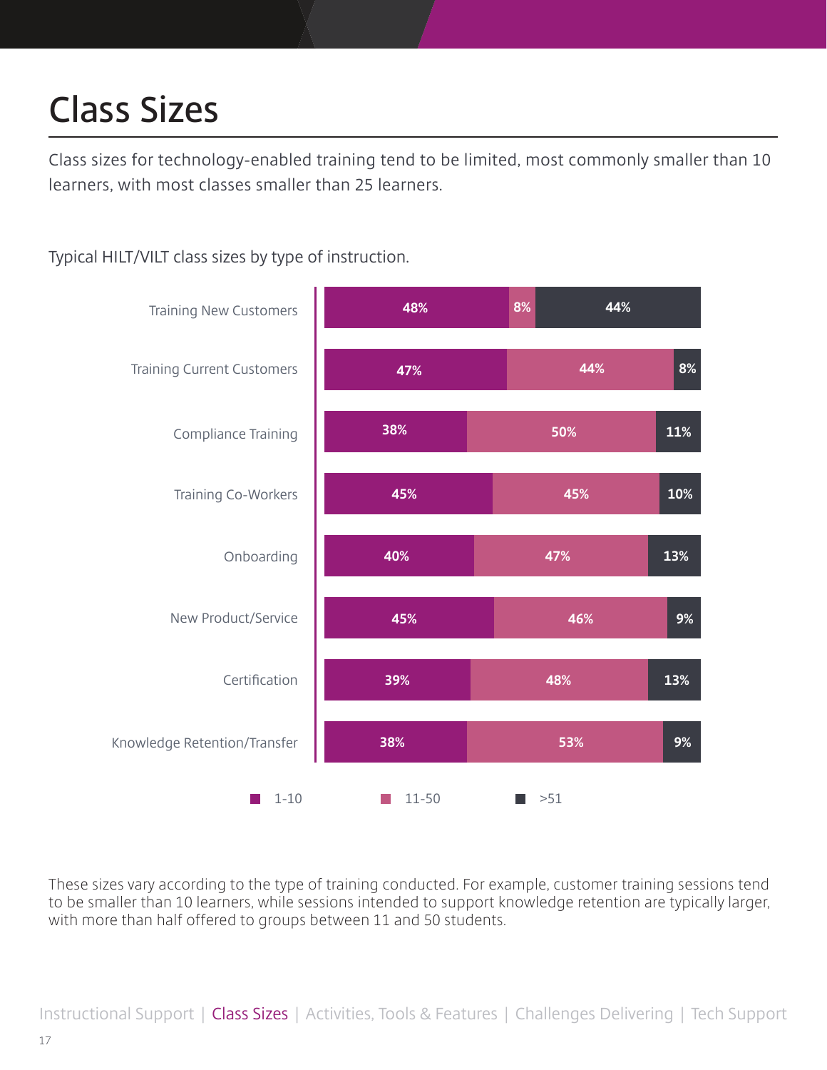# Class Sizes

Class sizes for technology-enabled training tend to be limited, most commonly smaller than 10 learners, with most classes smaller than 25 learners.

Typical HILT/VILT class sizes by type of instruction.

| Type of instruction | 1-10 | 11-50 | >51 |
|---|---|---|---|
| Training New Customers | 48% | 8% | 44% |
| Training Current Customers | 47% | 44% | 8% |
| Compliance Training | 38% | 50% | 11% |
| Training Co-Workers | 45% | 45% | 10% |
| Onboarding | 40% | 47% | 13% |
| New Product/Service | 45% | 46% | 9% |
| Certification | 39% | 48% | 13% |
| Knowledge Retention/Transfer | 38% | 53% | 9% |

These sizes vary according to the type of training conducted. For example, customer training sessions tend to be smaller than 10 learners, while sessions intended to support knowledge retention are typically larger, with more than half offered to groups between 11 and 50 students.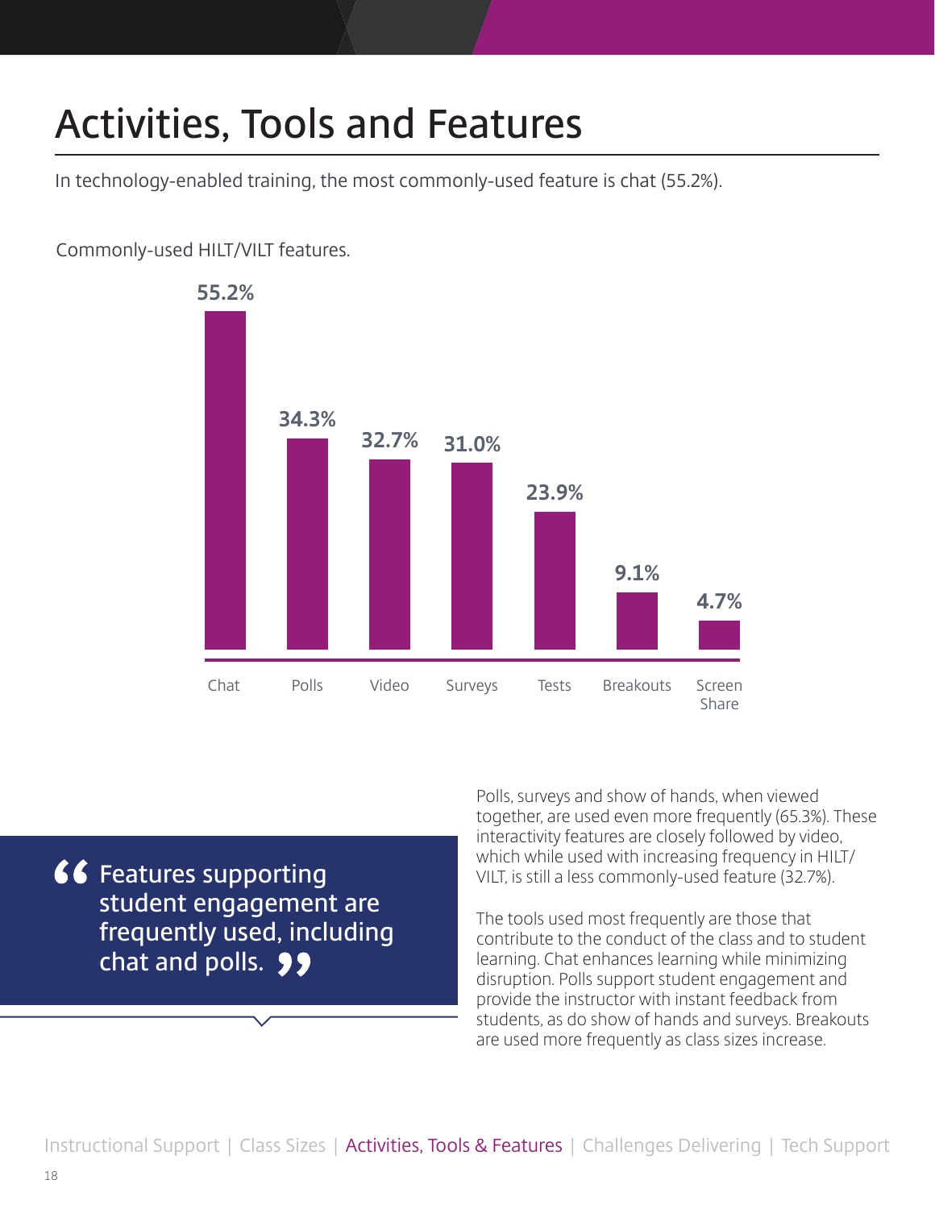# Activities, Tools and Features

In technology-enabled training, the most commonly-used feature is chat (55.2%).

Commonly-used HILT/VILT features.

| Feature | Percentage |
| --- | --- |
| Chat | 55.2% |
| Polls | 34.3% |
| Video | 32.7% |
| Surveys | 31.0% |
| Tests | 23.9% |
| Breakouts | 9.1% |
| Screen Share | 4.7% |

> "Features supporting student engagement are frequently used, including chat and polls."

Polls, surveys and show of hands, when viewed together, are used even more frequently (65.3%). These interactivity features are closely followed by video, which while used with increasing frequency in HILT/VILT, is still a less commonly-used feature (32.7%).

The tools used most frequently are those that contribute to the conduct of the class and to student learning. Chat enhances learning while minimizing disruption. Polls support student engagement and provide the instructor with instant feedback from students, as do show of hands and surveys. Breakouts are used more frequently as class sizes increase.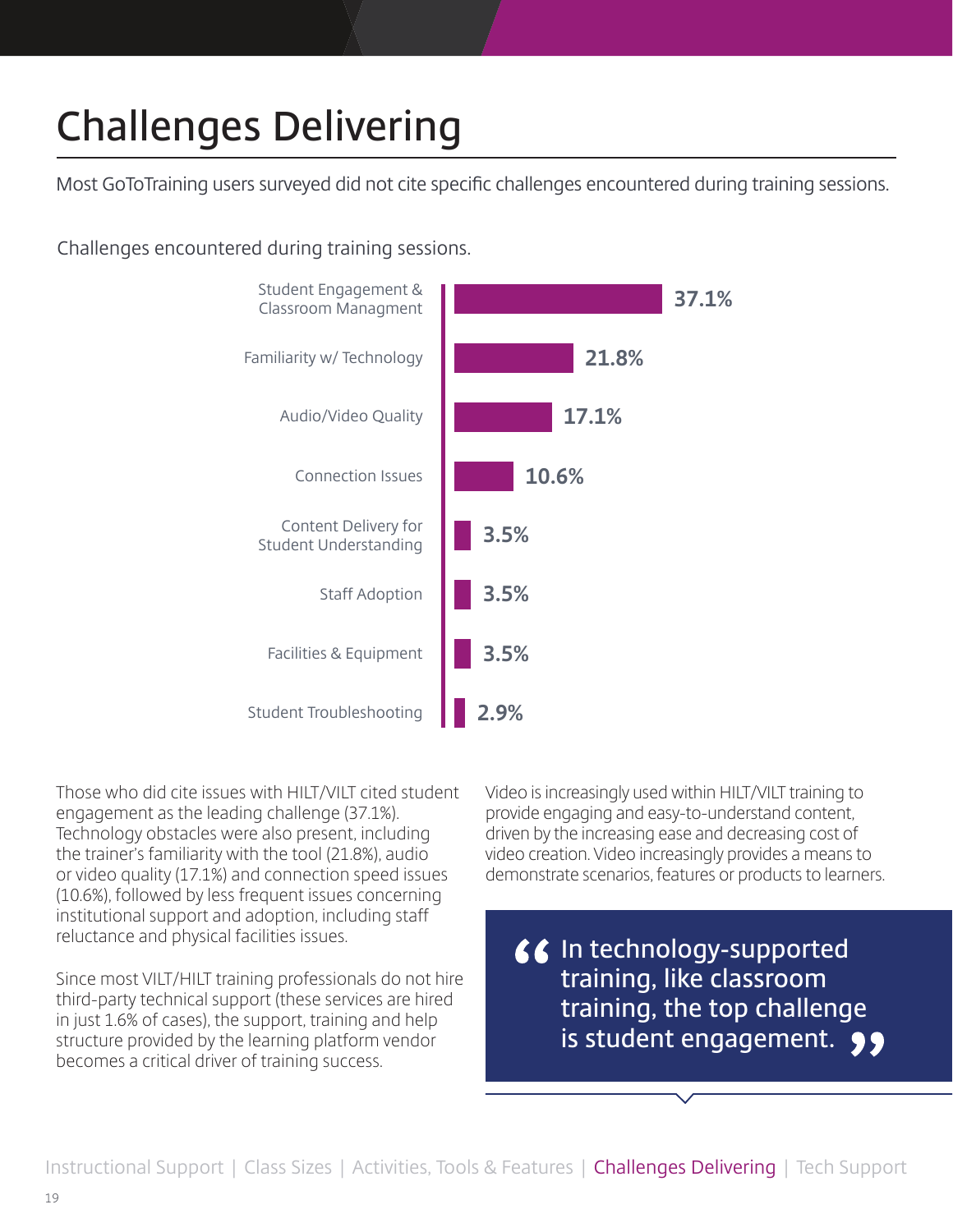# Challenges Delivering

Most GoToTraining users surveyed did not cite specific challenges encountered during training sessions.

Challenges encountered during training sessions.

| Challenge | Percentage |
| --- | --- |
| Student Engagement & Classroom Managment | 37.1% |
| Familiarity w/ Technology | 21.8% |
| Audio/Video Quality | 17.1% |
| Connection Issues | 10.6% |
| Content Delivery for Student Understanding | 3.5% |
| Staff Adoption | 3.5% |
| Facilities & Equipment | 3.5% |
| Student Troubleshooting | 2.9% |

Those who did cite issues with HILT/VILT cited student engagement as the leading challenge (37.1%). Technology obstacles were also present, including the trainer's familiarity with the tool (21.8%), audio or video quality (17.1%) and connection speed issues (10.6%), followed by less frequent issues concerning institutional support and adoption, including staff reluctance and physical facilities issues.

Since most VILT/HILT training professionals do not hire third-party technical support (these services are hired in just 1.6% of cases), the support, training and help structure provided by the learning platform vendor becomes a critical driver of training success.

Video is increasingly used within HILT/VILT training to provide engaging and easy-to-understand content, driven by the increasing ease and decreasing cost of video creation. Video increasingly provides a means to demonstrate scenarios, features or products to learners.

> "In technology-supported training, like classroom training, the top challenge is student engagement."

Instructional Support | Class Sizes | Activities, Tools & Features | Challenges Delivering | Tech Support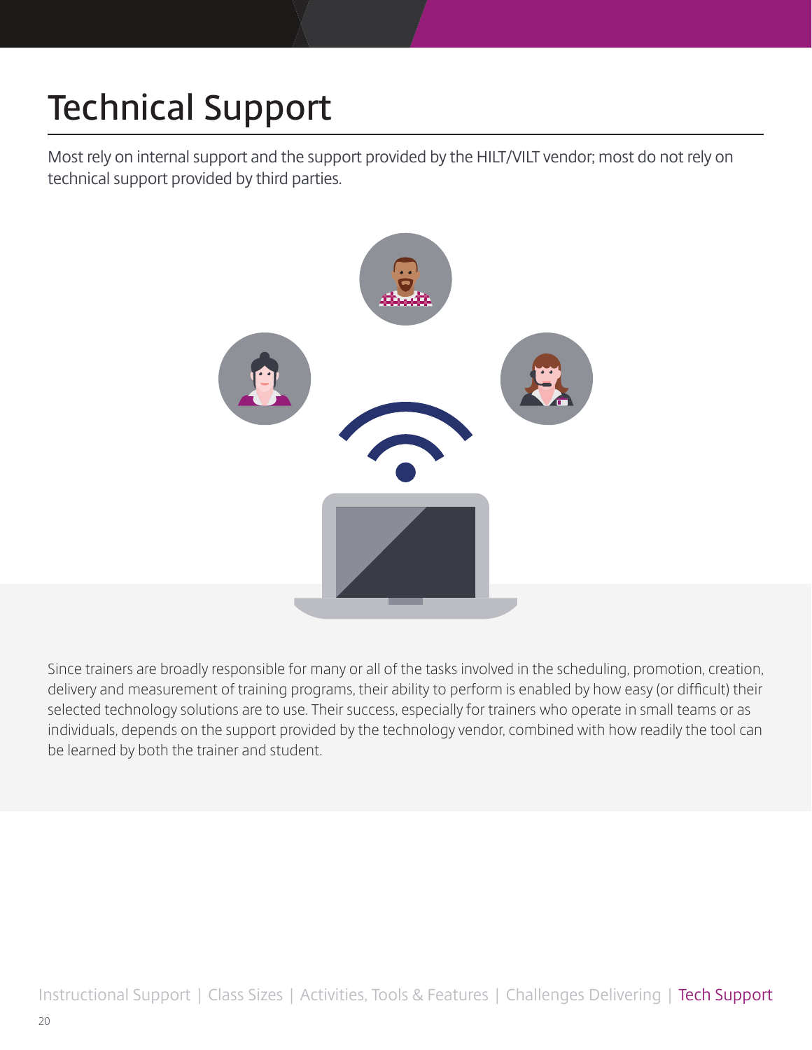# Technical Support

Most rely on internal support and the support provided by the HILT/VILT vendor; most do not rely on technical support provided by third parties.

Since trainers are broadly responsible for many or all of the tasks involved in the scheduling, promotion, creation, delivery and measurement of training programs, their ability to perform is enabled by how easy (or difficult) their selected technology solutions are to use. Their success, especially for trainers who operate in small teams or as individuals, depends on the support provided by the technology vendor, combined with how readily the tool can be learned by both the trainer and student.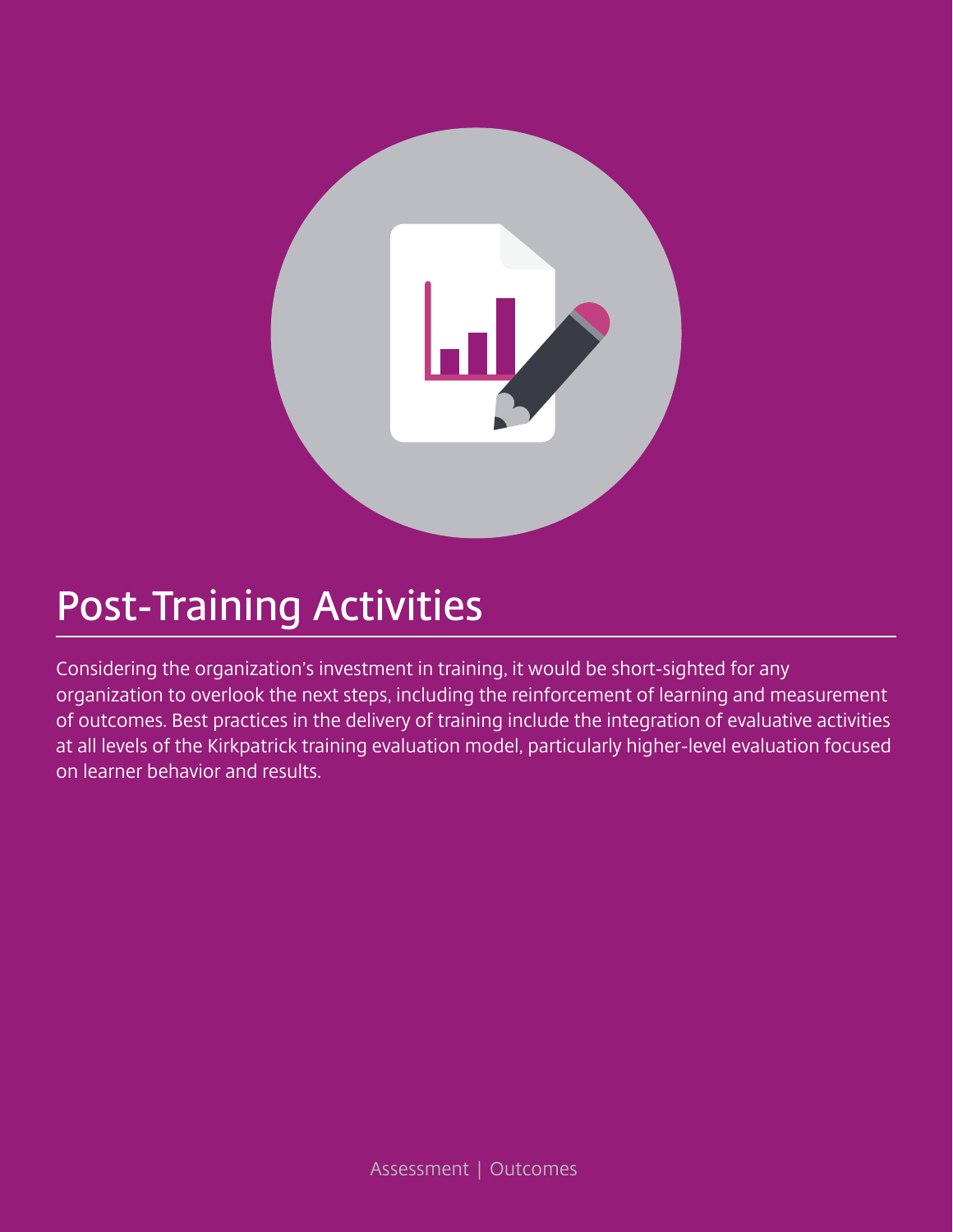# Post-Training Activities

Considering the organization's investment in training, it would be short-sighted for any organization to overlook the next steps, including the reinforcement of learning and measurement of outcomes. Best practices in the delivery of training include the integration of evaluative activities at all levels of the Kirkpatrick training evaluation model, particularly higher-level evaluation focused on learner behavior and results.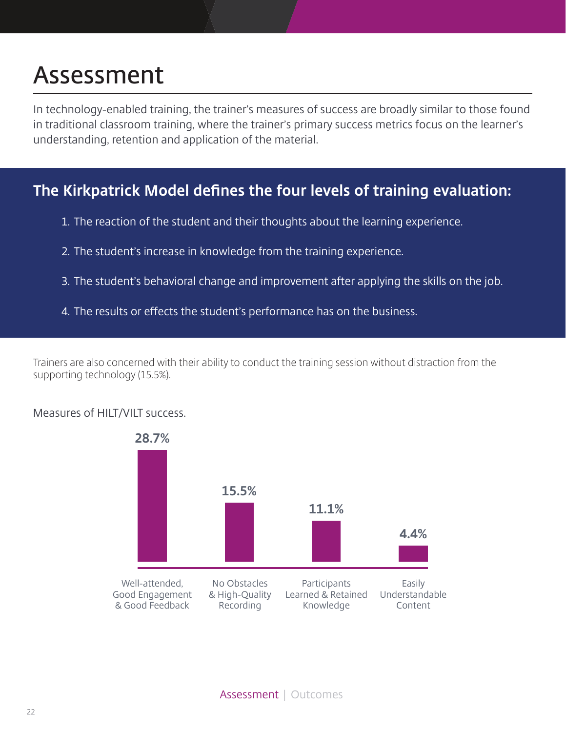# Assessment

In technology-enabled training, the trainer's measures of success are broadly similar to those found in traditional classroom training, where the trainer's primary success metrics focus on the learner's understanding, retention and application of the material.

## The Kirkpatrick Model defines the four levels of training evaluation:

1. The reaction of the student and their thoughts about the learning experience.
2. The student's increase in knowledge from the training experience.
3. The student's behavioral change and improvement after applying the skills on the job.
4. The results or effects the student's performance has on the business.

Trainers are also concerned with their ability to conduct the training session without distraction from the supporting technology (15.5%).

Measures of HILT/VILT success.

| Measure | Percentage |
|---|---|
| Well-attended, Good Engagement & Good Feedback | 28.7% |
| No Obstacles & High-Quality Recording | 15.5% |
| Participants Learned & Retained Knowledge | 11.1% |
| Easily Understandable Content | 4.4% |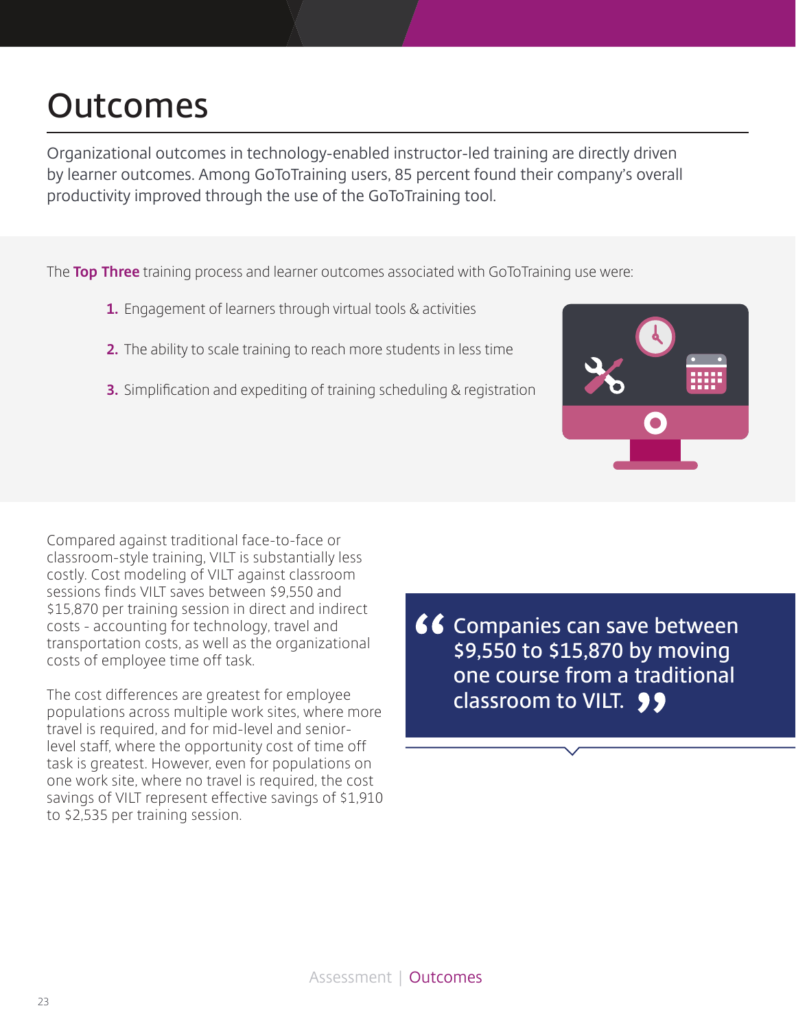# Outcomes

Organizational outcomes in technology-enabled instructor-led training are directly driven by learner outcomes. Among GoToTraining users, 85 percent found their company's overall productivity improved through the use of the GoToTraining tool.

The **Top Three** training process and learner outcomes associated with GoToTraining use were:

1. Engagement of learners through virtual tools & activities
2. The ability to scale training to reach more students in less time
3. Simplification and expediting of training scheduling & registration

Compared against traditional face-to-face or classroom-style training, VILT is substantially less costly. Cost modeling of VILT against classroom sessions finds VILT saves between $9,550 and $15,870 per training session in direct and indirect costs - accounting for technology, travel and transportation costs, as well as the organizational costs of employee time off task.

The cost differences are greatest for employee populations across multiple work sites, where more travel is required, and for mid-level and senior-level staff, where the opportunity cost of time off task is greatest. However, even for populations on one work site, where no travel is required, the cost savings of VILT represent effective savings of $1,910 to $2,535 per training session.

> "Companies can save between $9,550 to $15,870 by moving one course from a traditional classroom to VILT."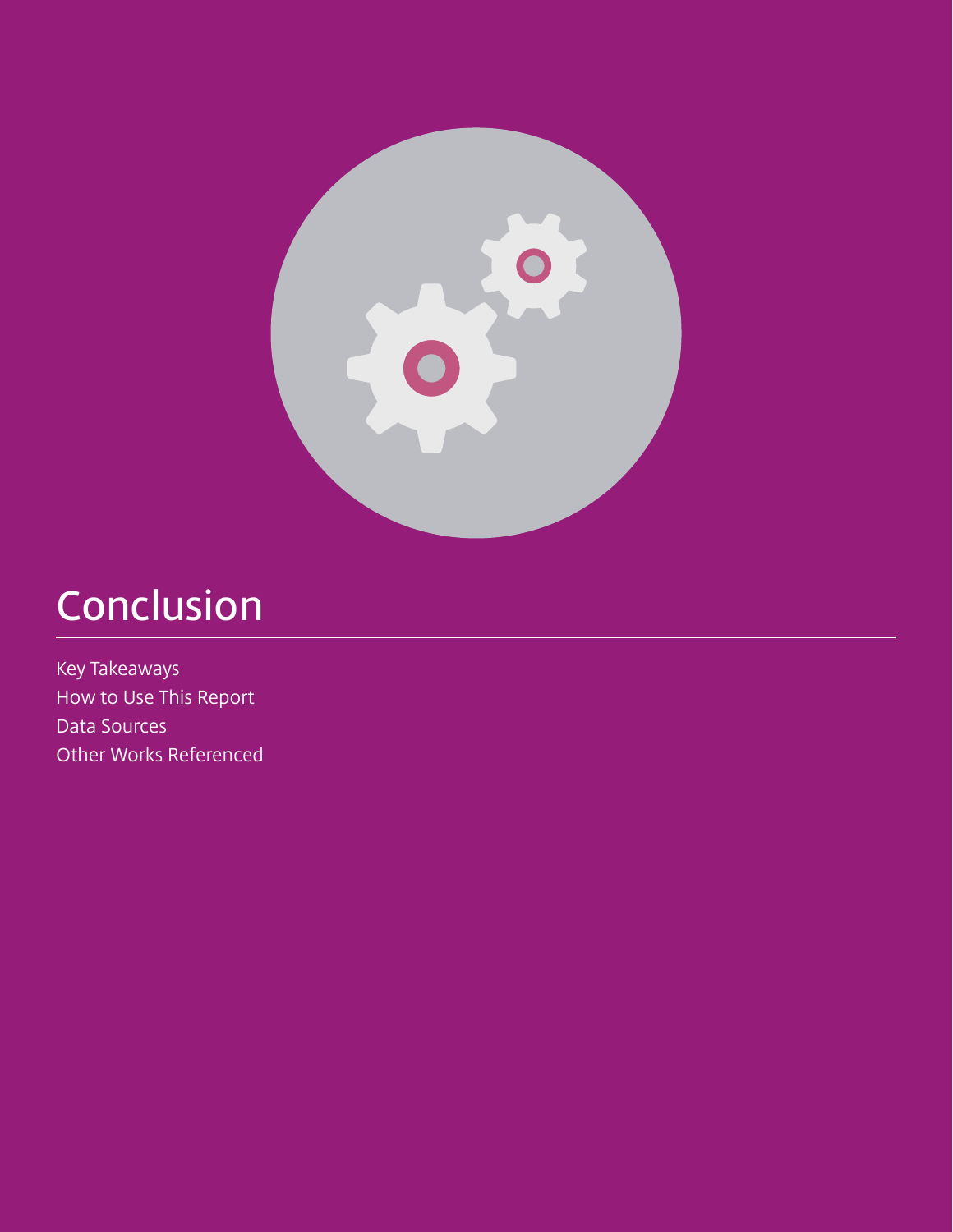# Conclusion

- Key Takeaways
- How to Use This Report
- Data Sources
- Other Works Referenced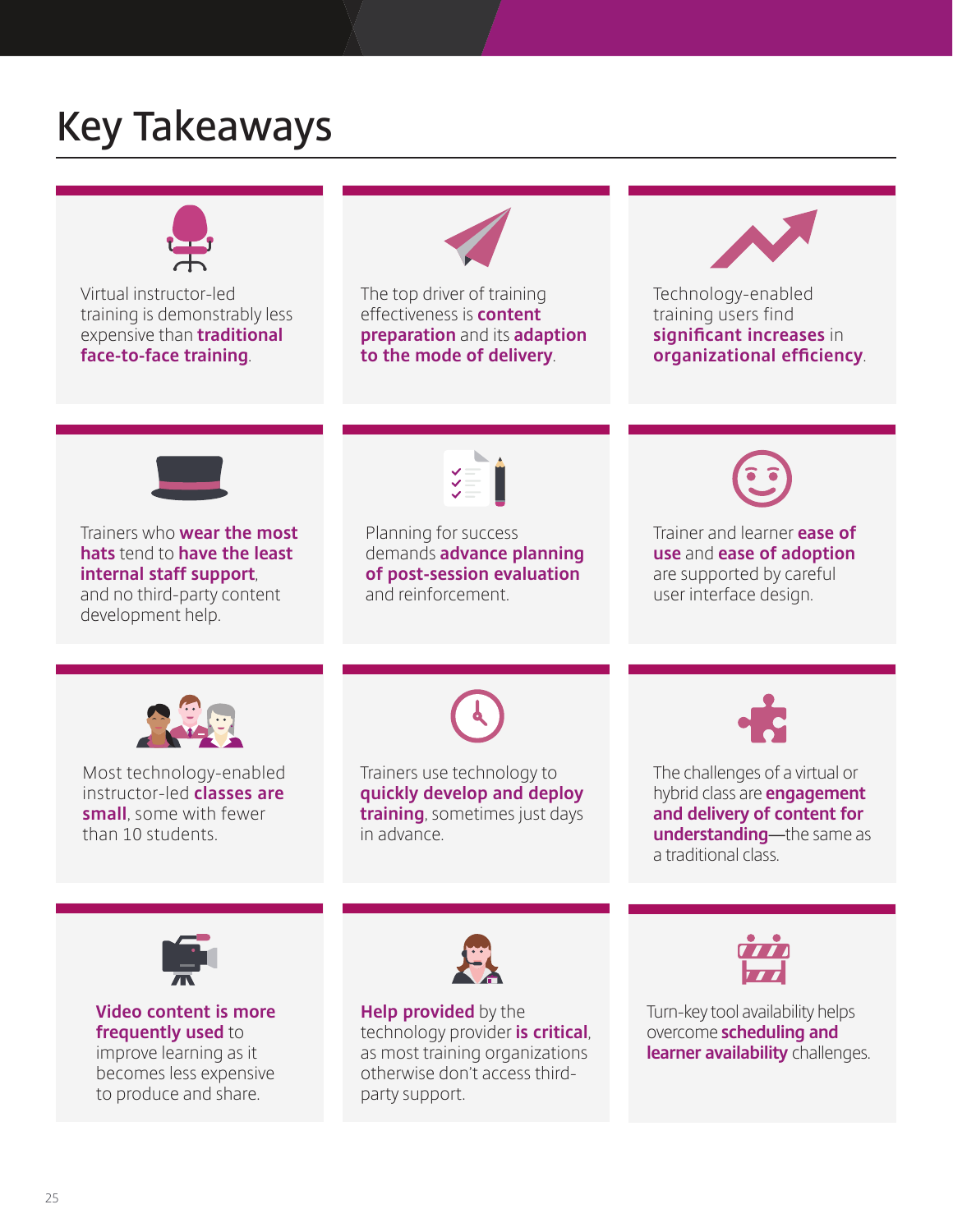# Key Takeaways

Virtual instructor-led training is demonstrably less expensive than **traditional face-to-face training**.

The top driver of training effectiveness is **content preparation** and its **adaption to the mode of delivery**.

Technology-enabled training users find **significant increases** in **organizational efficiency**.

Trainers who **wear the most hats** tend to **have the least internal staff support**, and no third-party content development help.

Planning for success demands **advance planning of post-session evaluation** and reinforcement.

Trainer and learner **ease of use** and **ease of adoption** are supported by careful user interface design.

Most technology-enabled instructor-led **classes are small**, some with fewer than 10 students.

Trainers use technology to **quickly develop and deploy training**, sometimes just days in advance.

The challenges of a virtual or hybrid class are **engagement and delivery of content for understanding**—the same as a traditional class.

**Video content is more frequently used** to improve learning as it becomes less expensive to produce and share.

**Help provided** by the technology provider **is critical**, as most training organizations otherwise don't access third-party support.

Turn-key tool availability helps overcome **scheduling and learner availability** challenges.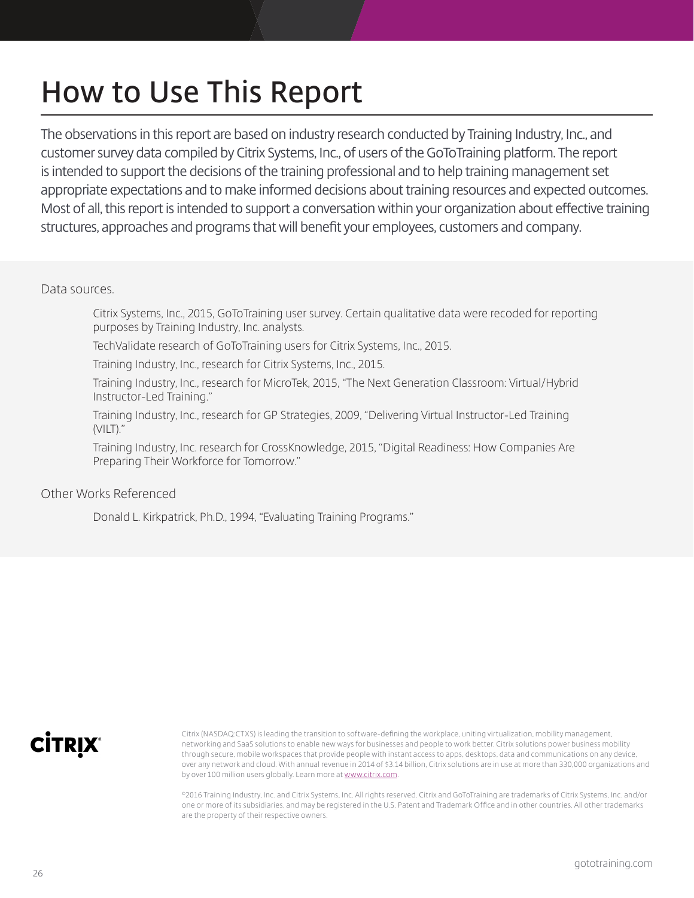# How to Use This Report

The observations in this report are based on industry research conducted by Training Industry, Inc., and customer survey data compiled by Citrix Systems, Inc., of users of the GoToTraining platform. The report is intended to support the decisions of the training professional and to help training management set appropriate expectations and to make informed decisions about training resources and expected outcomes. Most of all, this report is intended to support a conversation within your organization about effective training structures, approaches and programs that will benefit your employees, customers and company.

Data sources.

Citrix Systems, Inc., 2015, GoToTraining user survey. Certain qualitative data were recoded for reporting purposes by Training Industry, Inc. analysts.

TechValidate research of GoToTraining users for Citrix Systems, Inc., 2015.

Training Industry, Inc., research for Citrix Systems, Inc., 2015.

Training Industry, Inc., research for MicroTek, 2015, "The Next Generation Classroom: Virtual/Hybrid Instructor-Led Training."

Training Industry, Inc., research for GP Strategies, 2009, "Delivering Virtual Instructor-Led Training (VILT)."

Training Industry, Inc. research for CrossKnowledge, 2015, "Digital Readiness: How Companies Are Preparing Their Workforce for Tomorrow."

Other Works Referenced

Donald L. Kirkpatrick, Ph.D., 1994, "Evaluating Training Programs."

CITRIX®

Citrix (NASDAQ:CTXS) is leading the transition to software-defining the workplace, uniting virtualization, mobility management, networking and SaaS solutions to enable new ways for businesses and people to work better. Citrix solutions power business mobility through secure, mobile workspaces that provide people with instant access to apps, desktops, data and communications on any device, over any network and cloud. With annual revenue in 2014 of $3.14 billion, Citrix solutions are in use at more than 330,000 organizations and by over 100 million users globally. Learn more at www.citrix.com.

©2016 Training Industry, Inc. and Citrix Systems, Inc. All rights reserved. Citrix and GoToTraining are trademarks of Citrix Systems, Inc. and/or one or more of its subsidiaries, and may be registered in the U.S. Patent and Trademark Office and in other countries. All other trademarks are the property of their respective owners.

gototraining.com